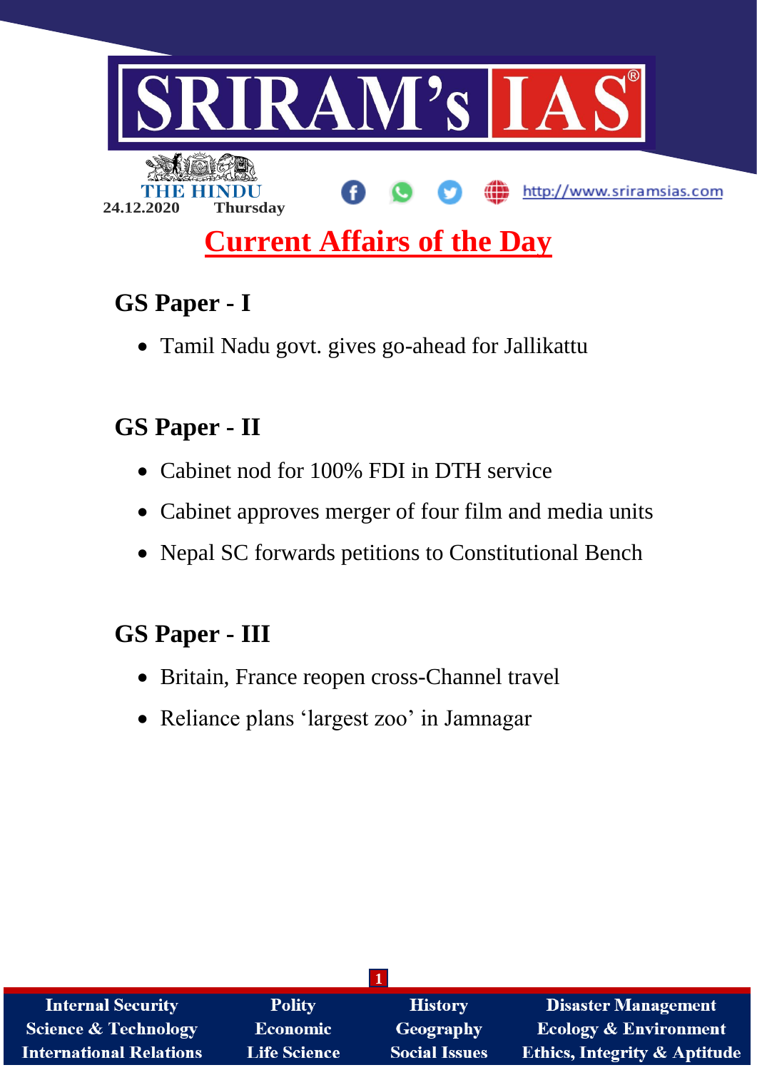# SRIRAM's IAS

THE HINDU

24.12.2020 Thursday

http://www.sriramsias.com

## Current Affairs of the Day

### GS Paper - I

- Tamil Nadu govt. gives go-ahead for Jallikattu

### GS Paper - II

- Cabinet nod for 100% FDI in DTH service
- Cabinet approves merger of four film and media units
- Nepal SC forwards petitions to Constitutional Bench

### GS Paper - III

- Britain, France reopen cross-Channel travel
- Reliance plans 'largest zoo' in Jamnagar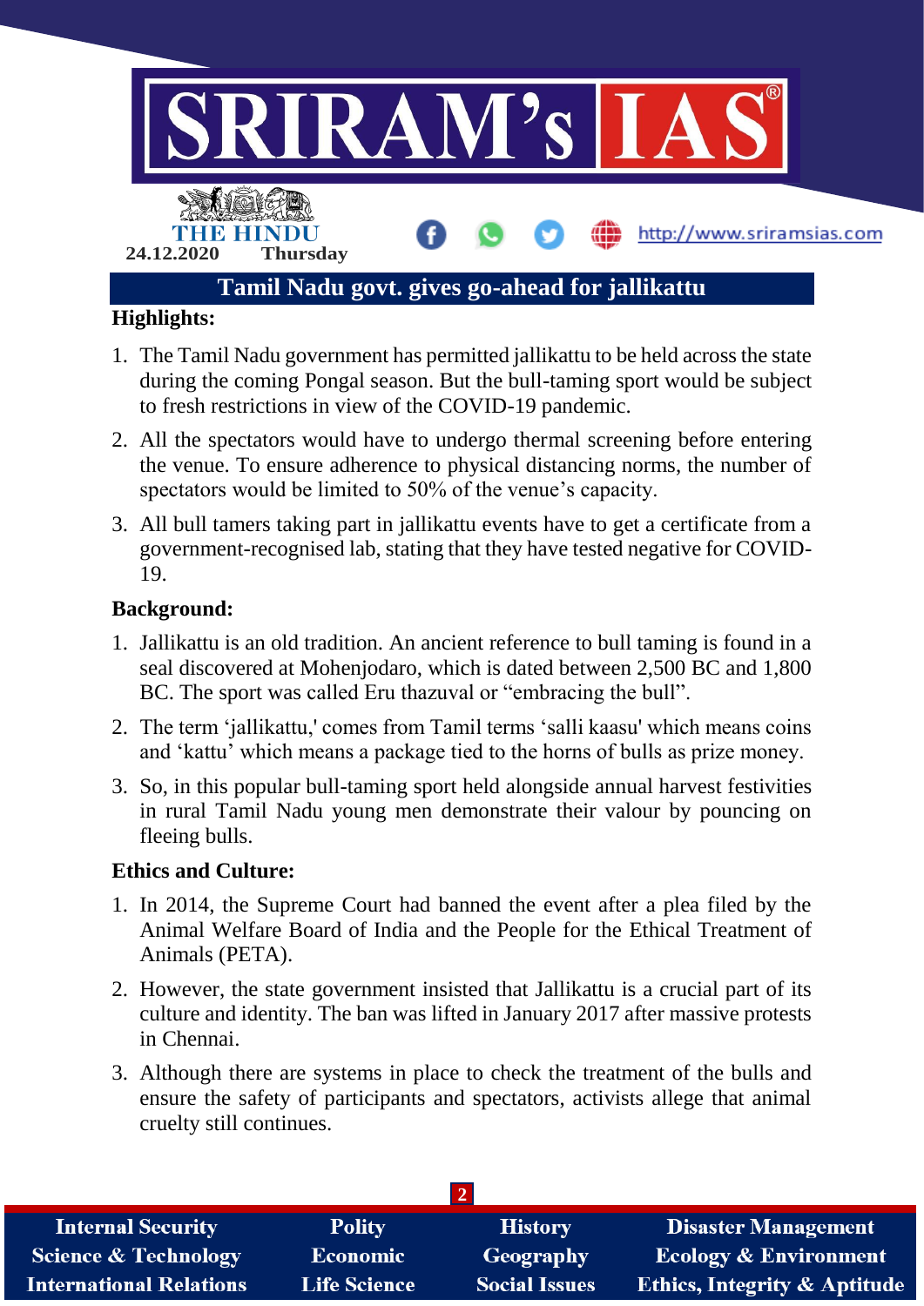24.12.2020 Thursday

# Tamil Nadu govt. gives go-ahead for jallikattu

**Highlights:**

1. The Tamil Nadu government has permitted jallikattu to be held across the state during the coming Pongal season. But the bull-taming sport would be subject to fresh restrictions in view of the COVID-19 pandemic.
2. All the spectators would have to undergo thermal screening before entering the venue. To ensure adherence to physical distancing norms, the number of spectators would be limited to 50% of the venue's capacity.
3. All bull tamers taking part in jallikattu events have to get a certificate from a government-recognised lab, stating that they have tested negative for COVID-19.

**Background:**

1. Jallikattu is an old tradition. An ancient reference to bull taming is found in a seal discovered at Mohenjodaro, which is dated between 2,500 BC and 1,800 BC. The sport was called Eru thazuval or "embracing the bull".
2. The term 'jallikattu,' comes from Tamil terms 'salli kaasu' which means coins and 'kattu' which means a package tied to the horns of bulls as prize money.
3. So, in this popular bull-taming sport held alongside annual harvest festivities in rural Tamil Nadu young men demonstrate their valour by pouncing on fleeing bulls.

**Ethics and Culture:**

1. In 2014, the Supreme Court had banned the event after a plea filed by the Animal Welfare Board of India and the People for the Ethical Treatment of Animals (PETA).
2. However, the state government insisted that Jallikattu is a crucial part of its culture and identity. The ban was lifted in January 2017 after massive protests in Chennai.
3. Although there are systems in place to check the treatment of the bulls and ensure the safety of participants and spectators, activists allege that animal cruelty still continues.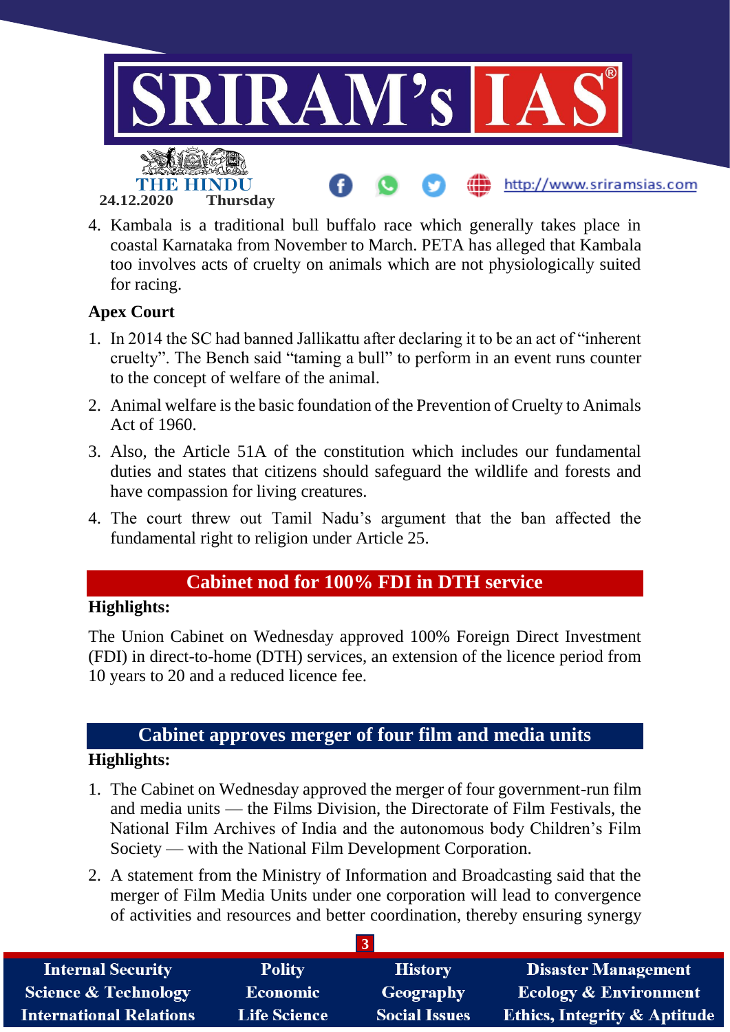4. Kambala is a traditional bull buffalo race which generally takes place in coastal Karnataka from November to March. PETA has alleged that Kambala too involves acts of cruelty on animals which are not physiologically suited for racing.

**Apex Court**

1. In 2014 the SC had banned Jallikattu after declaring it to be an act of "inherent cruelty". The Bench said "taming a bull" to perform in an event runs counter to the concept of welfare of the animal.
2. Animal welfare is the basic foundation of the Prevention of Cruelty to Animals Act of 1960.
3. Also, the Article 51A of the constitution which includes our fundamental duties and states that citizens should safeguard the wildlife and forests and have compassion for living creatures.
4. The court threw out Tamil Nadu's argument that the ban affected the fundamental right to religion under Article 25.

## Cabinet nod for 100% FDI in DTH service

**Highlights:**

The Union Cabinet on Wednesday approved 100% Foreign Direct Investment (FDI) in direct-to-home (DTH) services, an extension of the licence period from 10 years to 20 and a reduced licence fee.

## Cabinet approves merger of four film and media units

**Highlights:**

1. The Cabinet on Wednesday approved the merger of four government-run film and media units — the Films Division, the Directorate of Film Festivals, the National Film Archives of India and the autonomous body Children's Film Society — with the National Film Development Corporation.
2. A statement from the Ministry of Information and Broadcasting said that the merger of Film Media Units under one corporation will lead to convergence of activities and resources and better coordination, thereby ensuring synergy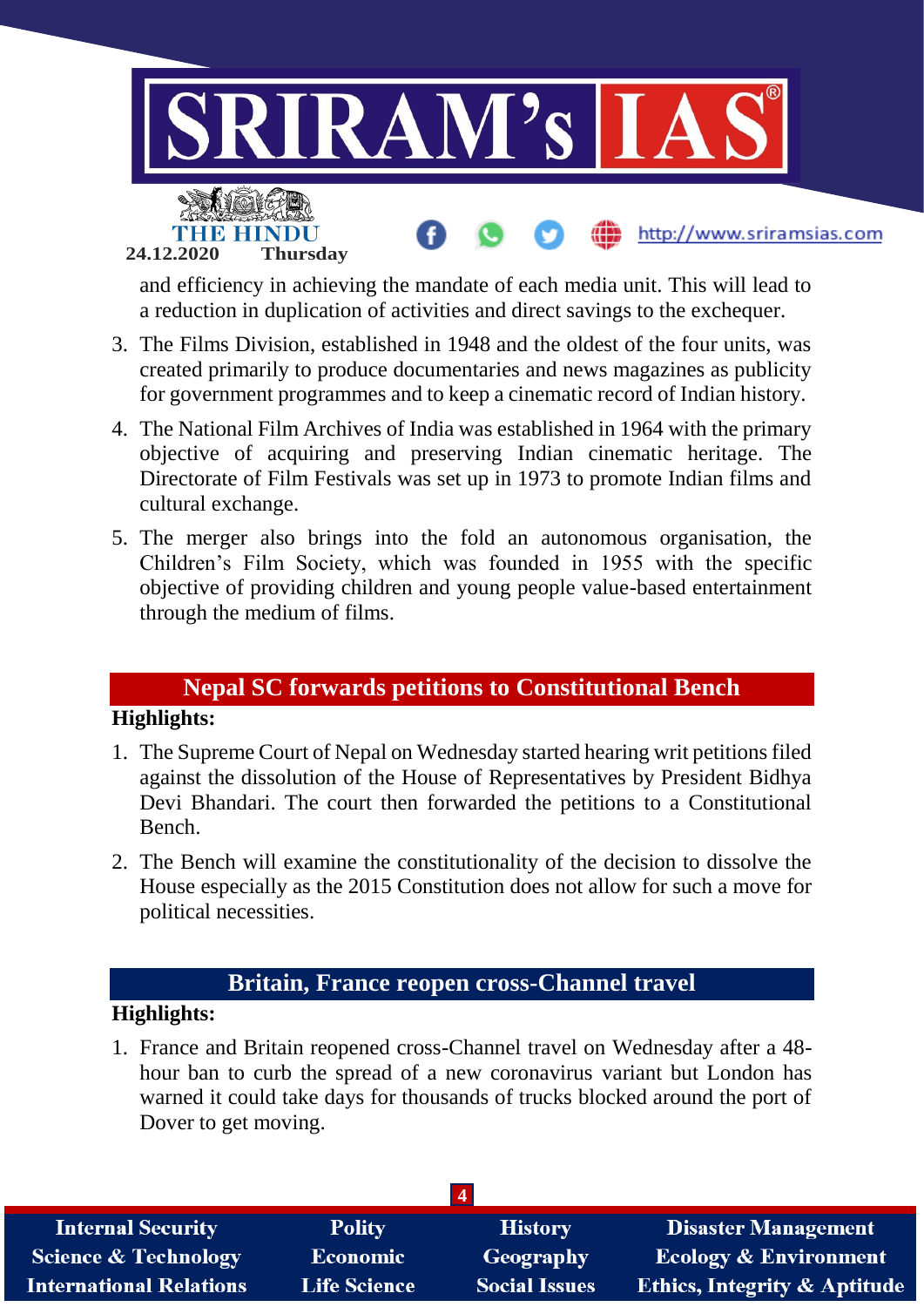and efficiency in achieving the mandate of each media unit. This will lead to a reduction in duplication of activities and direct savings to the exchequer.

3. The Films Division, established in 1948 and the oldest of the four units, was created primarily to produce documentaries and news magazines as publicity for government programmes and to keep a cinematic record of Indian history.
4. The National Film Archives of India was established in 1964 with the primary objective of acquiring and preserving Indian cinematic heritage. The Directorate of Film Festivals was set up in 1973 to promote Indian films and cultural exchange.
5. The merger also brings into the fold an autonomous organisation, the Children's Film Society, which was founded in 1955 with the specific objective of providing children and young people value-based entertainment through the medium of films.

## Nepal SC forwards petitions to Constitutional Bench

**Highlights:**

1. The Supreme Court of Nepal on Wednesday started hearing writ petitions filed against the dissolution of the House of Representatives by President Bidhya Devi Bhandari. The court then forwarded the petitions to a Constitutional Bench.
2. The Bench will examine the constitutionality of the decision to dissolve the House especially as the 2015 Constitution does not allow for such a move for political necessities.

## Britain, France reopen cross-Channel travel

**Highlights:**

1. France and Britain reopened cross-Channel travel on Wednesday after a 48-hour ban to curb the spread of a new coronavirus variant but London has warned it could take days for thousands of trucks blocked around the port of Dover to get moving.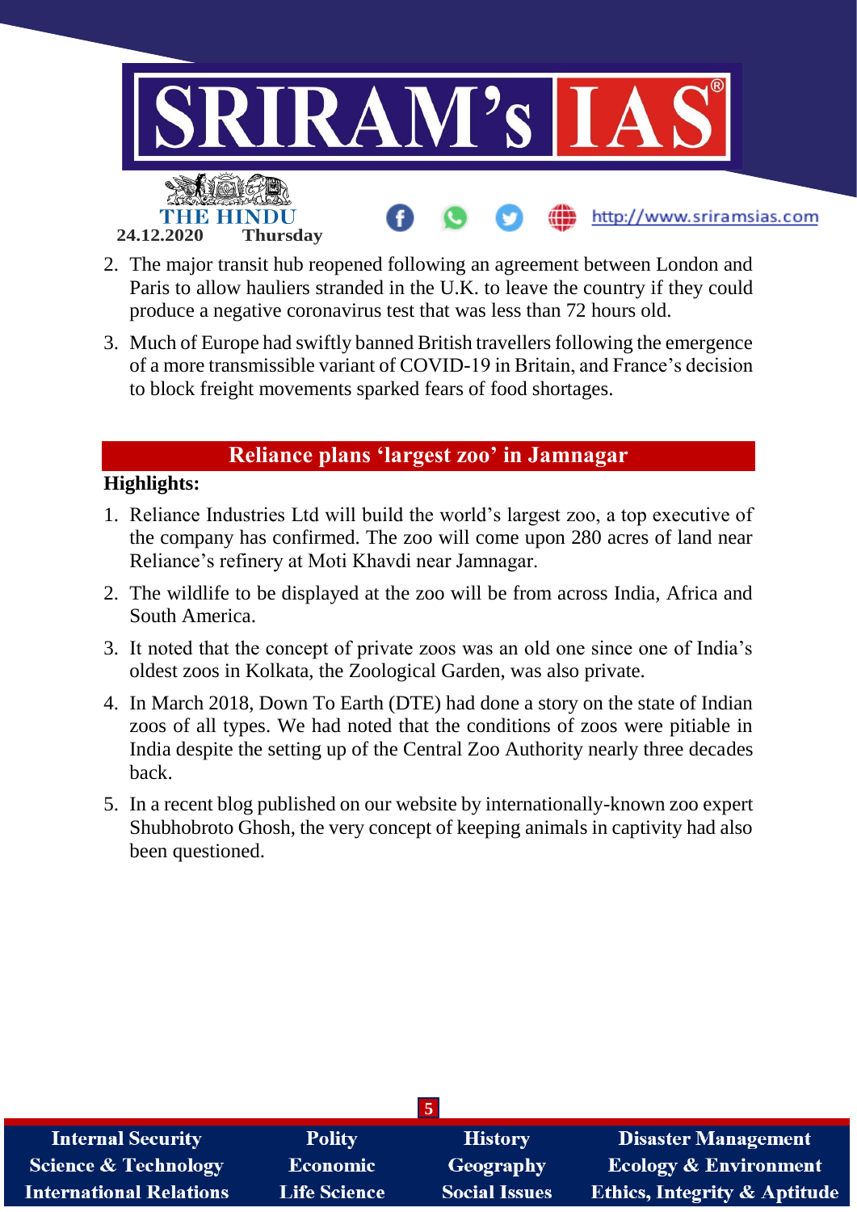2. The major transit hub reopened following an agreement between London and Paris to allow hauliers stranded in the U.K. to leave the country if they could produce a negative coronavirus test that was less than 72 hours old.
3. Much of Europe had swiftly banned British travellers following the emergence of a more transmissible variant of COVID-19 in Britain, and France's decision to block freight movements sparked fears of food shortages.

## Reliance plans 'largest zoo' in Jamnagar

**Highlights:**

1. Reliance Industries Ltd will build the world's largest zoo, a top executive of the company has confirmed. The zoo will come upon 280 acres of land near Reliance's refinery at Moti Khavdi near Jamnagar.
2. The wildlife to be displayed at the zoo will be from across India, Africa and South America.
3. It noted that the concept of private zoos was an old one since one of India's oldest zoos in Kolkata, the Zoological Garden, was also private.
4. In March 2018, Down To Earth (DTE) had done a story on the state of Indian zoos of all types. We had noted that the conditions of zoos were pitiable in India despite the setting up of the Central Zoo Authority nearly three decades back.
5. In a recent blog published on our website by internationally-known zoo expert Shubhobroto Ghosh, the very concept of keeping animals in captivity had also been questioned.